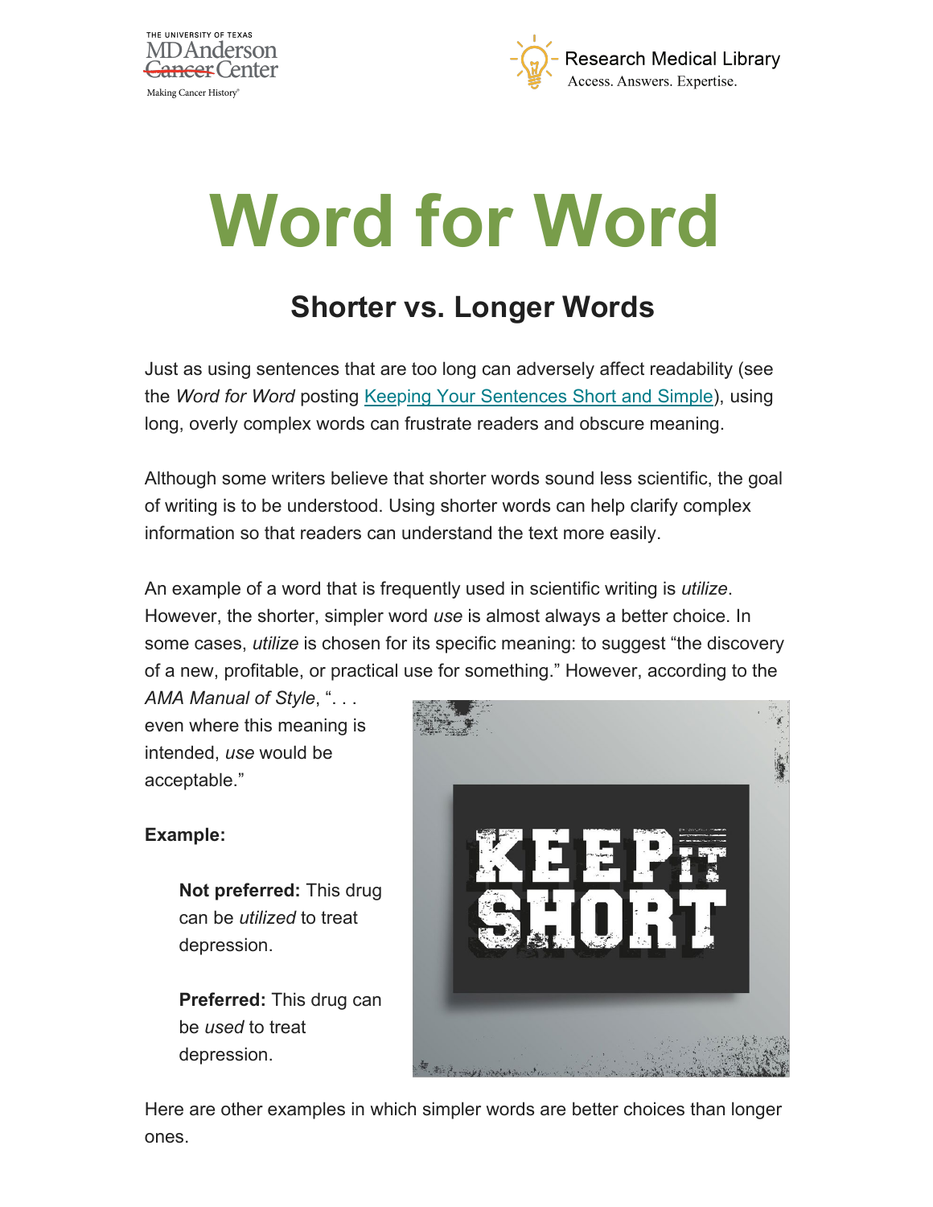# Word for Word

## Shorter vs. Longer Words

Just as using sentences that are too long can adversely affect readability (see the *Word for Word* posting Keeping Your Sentences Short and Simple), using long, overly complex words can frustrate readers and obscure meaning.

Although some writers believe that shorter words sound less scientific, the goal of writing is to be understood. Using shorter words can help clarify complex information so that readers can understand the text more easily.

An example of a word that is frequently used in scientific writing is *utilize*. However, the shorter, simpler word *use* is almost always a better choice. In some cases, *utilize* is chosen for its specific meaning: to suggest "the discovery of a new, profitable, or practical use for something." However, according to the *AMA Manual of Style*, ". . . even where this meaning is intended, *use* would be acceptable."

**Example:**

> **Not preferred:** This drug can be *utilized* to treat depression.
>
> **Preferred:** This drug can be *used* to treat depression.

Here are other examples in which simpler words are better choices than longer ones.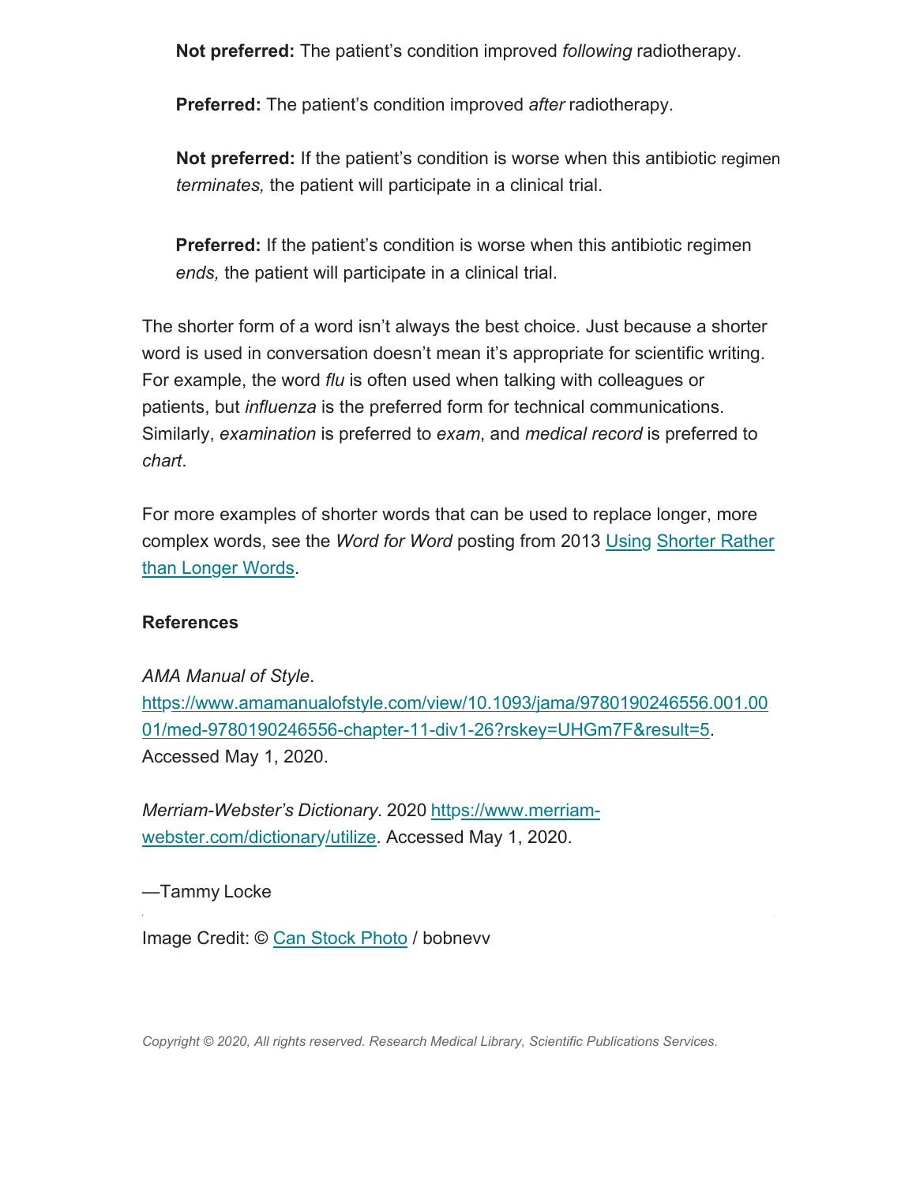**Not preferred:** The patient's condition improved *following* radiotherapy.

**Preferred:** The patient's condition improved *after* radiotherapy.

**Not preferred:** If the patient's condition is worse when this antibiotic regimen *terminates,* the patient will participate in a clinical trial.

**Preferred:** If the patient's condition is worse when this antibiotic regimen *ends,* the patient will participate in a clinical trial.

The shorter form of a word isn't always the best choice. Just because a shorter word is used in conversation doesn't mean it's appropriate for scientific writing. For example, the word *flu* is often used when talking with colleagues or patients, but *influenza* is the preferred form for technical communications. Similarly, *examination* is preferred to *exam*, and *medical record* is preferred to *chart*.

For more examples of shorter words that can be used to replace longer, more complex words, see the *Word for Word* posting from 2013 Using Shorter Rather than Longer Words.

**References**

*AMA Manual of Style*. https://www.amamanualofstyle.com/view/10.1093/jama/9780190246556.001.0001/med-9780190246556-chapter-11-div1-26?rskey=UHGm7F&result=5. Accessed May 1, 2020.

*Merriam-Webster's Dictionary*. 2020 https://www.merriam-webster.com/dictionary/utilize. Accessed May 1, 2020.

—Tammy Locke

Image Credit: © Can Stock Photo / bobnevv

*Copyright © 2020, All rights reserved. Research Medical Library, Scientific Publications Services.*